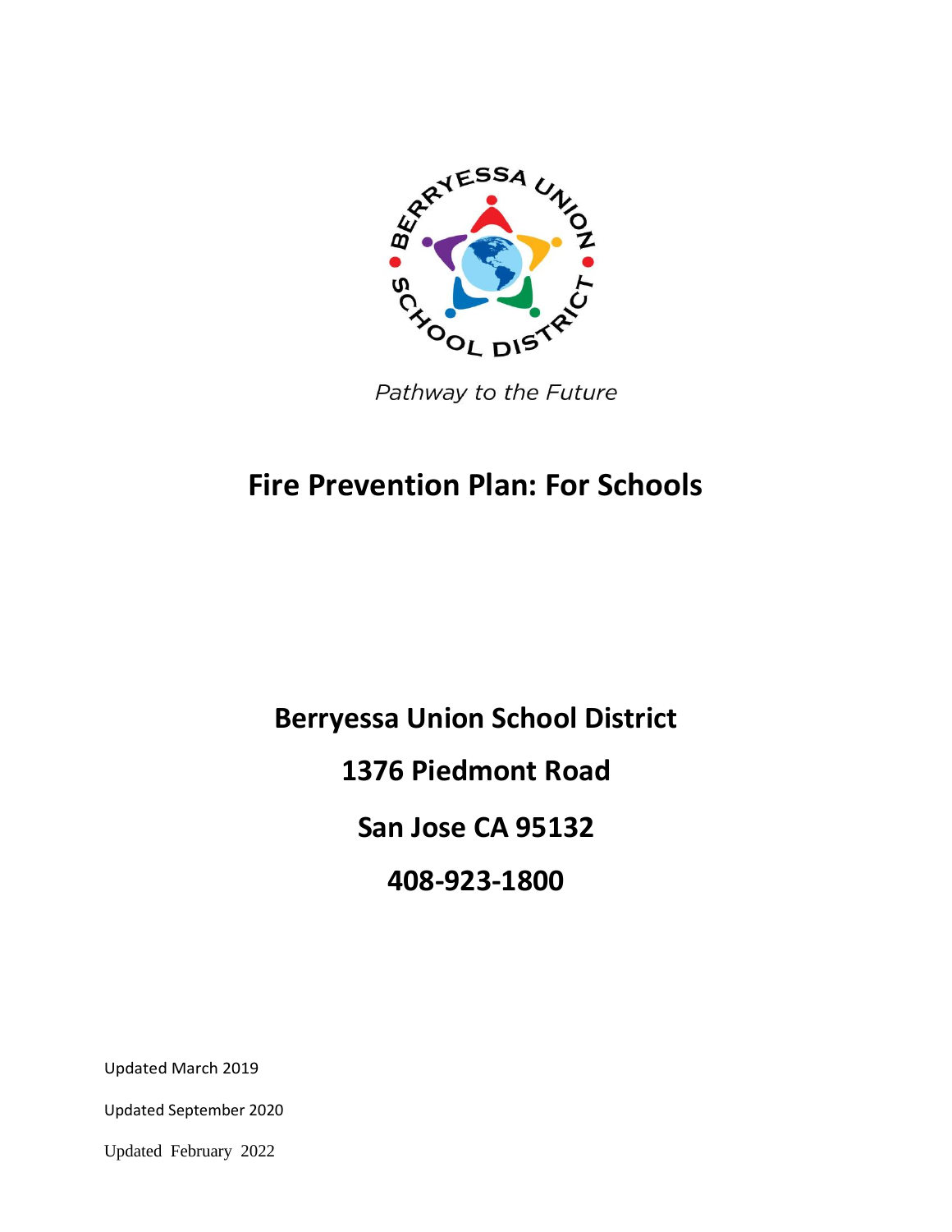BERRYESSA UNION SCHOOL DISTRICT

*Pathway to the Future*

# Fire Prevention Plan: For Schools

**Berryessa Union School District**

**1376 Piedmont Road**

**San Jose CA 95132**

**408-923-1800**

Updated March 2019

Updated September 2020

Updated February 2022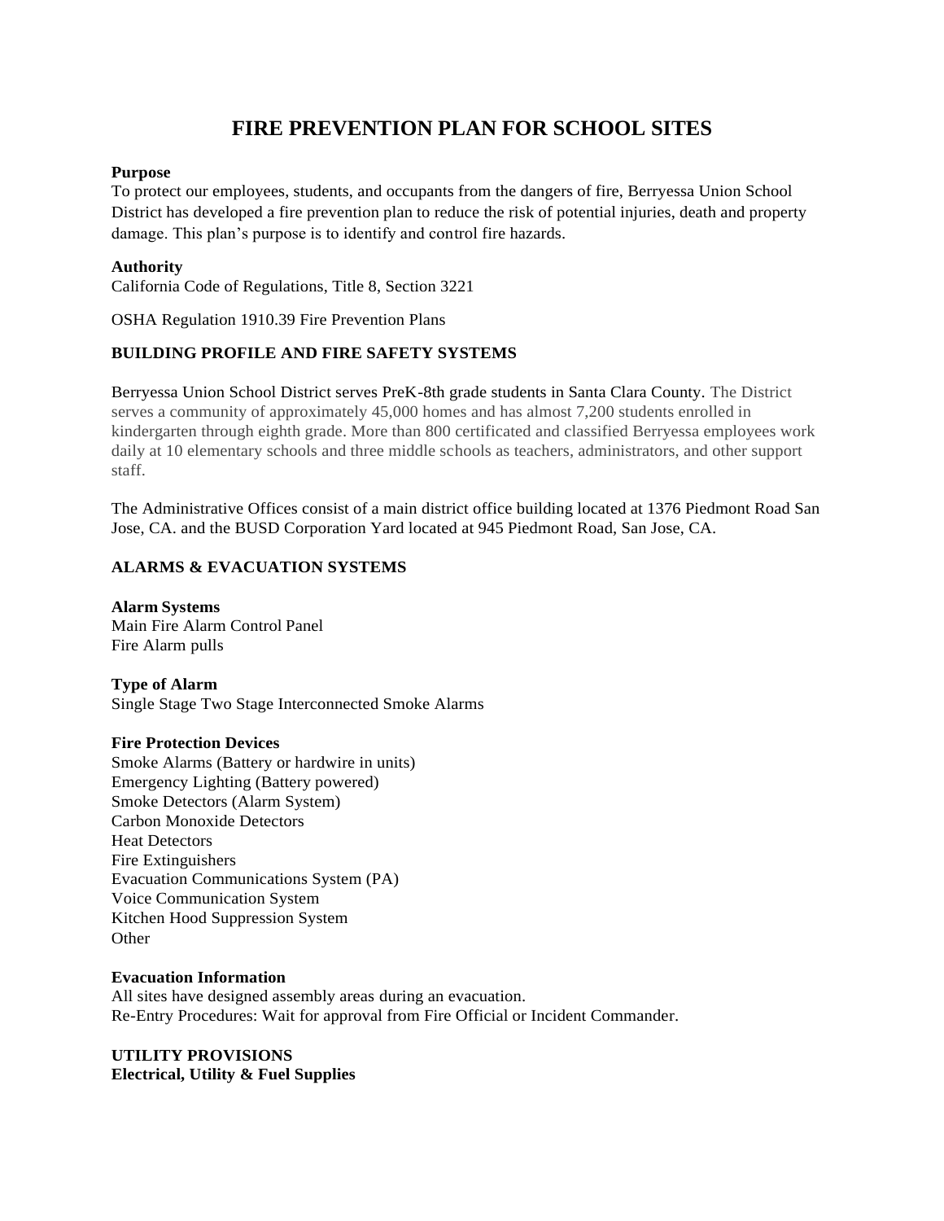# FIRE PREVENTION PLAN FOR SCHOOL SITES

**Purpose**
To protect our employees, students, and occupants from the dangers of fire, Berryessa Union School District has developed a fire prevention plan to reduce the risk of potential injuries, death and property damage. This plan's purpose is to identify and control fire hazards.

**Authority**
California Code of Regulations, Title 8, Section 3221

OSHA Regulation 1910.39 Fire Prevention Plans

**BUILDING PROFILE AND FIRE SAFETY SYSTEMS**

Berryessa Union School District serves PreK-8th grade students in Santa Clara County. The District serves a community of approximately 45,000 homes and has almost 7,200 students enrolled in kindergarten through eighth grade. More than 800 certificated and classified Berryessa employees work daily at 10 elementary schools and three middle schools as teachers, administrators, and other support staff.

The Administrative Offices consist of a main district office building located at 1376 Piedmont Road San Jose, CA. and the BUSD Corporation Yard located at 945 Piedmont Road, San Jose, CA.

**ALARMS & EVACUATION SYSTEMS**

**Alarm Systems**
Main Fire Alarm Control Panel
Fire Alarm pulls

**Type of Alarm**
Single Stage Two Stage Interconnected Smoke Alarms

**Fire Protection Devices**
Smoke Alarms (Battery or hardwire in units)
Emergency Lighting (Battery powered)
Smoke Detectors (Alarm System)
Carbon Monoxide Detectors
Heat Detectors
Fire Extinguishers
Evacuation Communications System (PA)
Voice Communication System
Kitchen Hood Suppression System
Other

**Evacuation Information**
All sites have designed assembly areas during an evacuation.
Re-Entry Procedures: Wait for approval from Fire Official or Incident Commander.

**UTILITY PROVISIONS**
**Electrical, Utility & Fuel Supplies**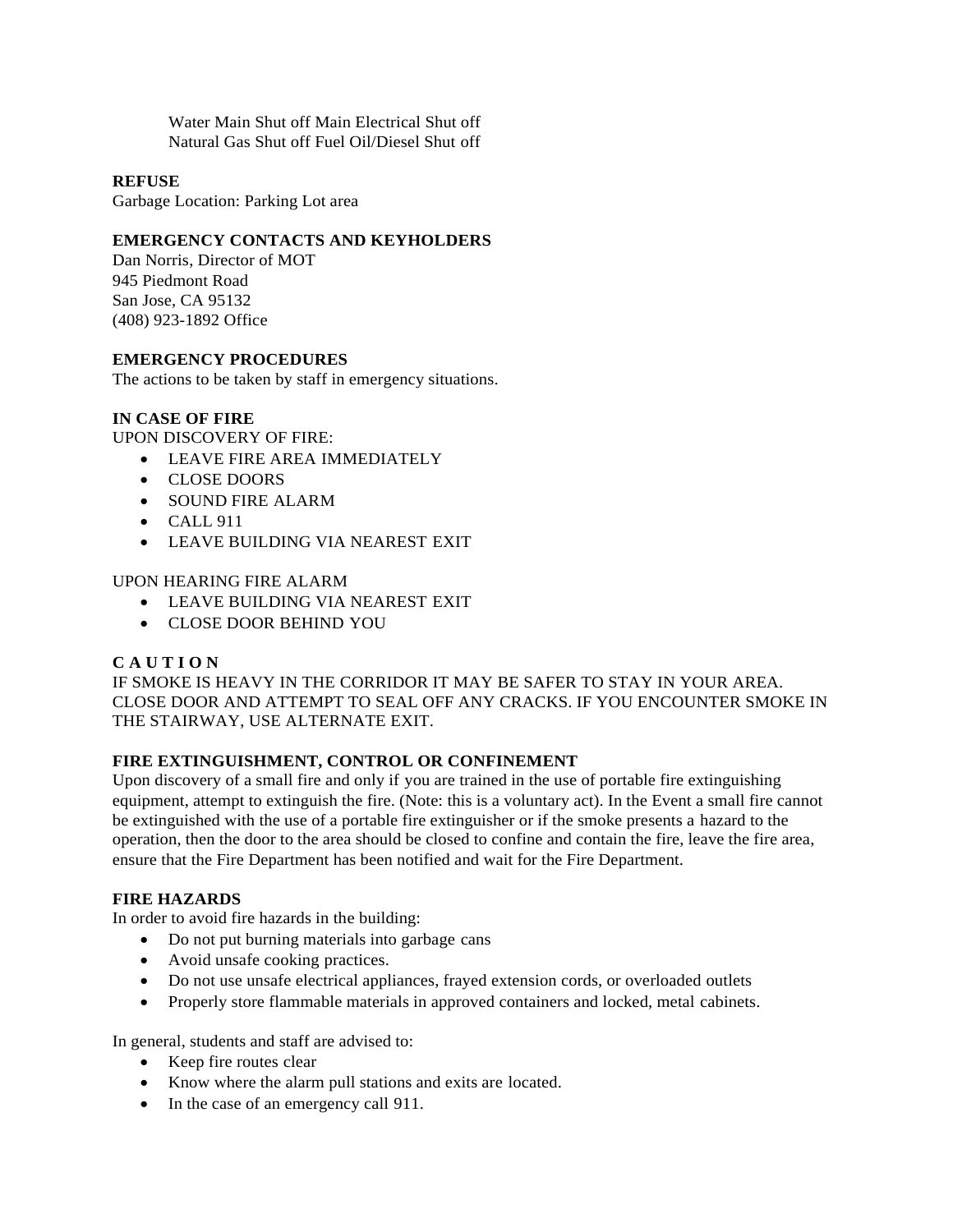Water Main Shut off Main Electrical Shut off
Natural Gas Shut off Fuel Oil/Diesel Shut off

**REFUSE**
Garbage Location: Parking Lot area

**EMERGENCY CONTACTS AND KEYHOLDERS**
Dan Norris, Director of MOT
945 Piedmont Road
San Jose, CA 95132
(408) 923-1892 Office

**EMERGENCY PROCEDURES**
The actions to be taken by staff in emergency situations.

**IN CASE OF FIRE**
UPON DISCOVERY OF FIRE:

- LEAVE FIRE AREA IMMEDIATELY
- CLOSE DOORS
- SOUND FIRE ALARM
- CALL 911
- LEAVE BUILDING VIA NEAREST EXIT

UPON HEARING FIRE ALARM

- LEAVE BUILDING VIA NEAREST EXIT
- CLOSE DOOR BEHIND YOU

**C A U T I O N**
IF SMOKE IS HEAVY IN THE CORRIDOR IT MAY BE SAFER TO STAY IN YOUR AREA. CLOSE DOOR AND ATTEMPT TO SEAL OFF ANY CRACKS. IF YOU ENCOUNTER SMOKE IN THE STAIRWAY, USE ALTERNATE EXIT.

**FIRE EXTINGUISHMENT, CONTROL OR CONFINEMENT**
Upon discovery of a small fire and only if you are trained in the use of portable fire extinguishing equipment, attempt to extinguish the fire. (Note: this is a voluntary act). In the Event a small fire cannot be extinguished with the use of a portable fire extinguisher or if the smoke presents a hazard to the operation, then the door to the area should be closed to confine and contain the fire, leave the fire area, ensure that the Fire Department has been notified and wait for the Fire Department.

**FIRE HAZARDS**
In order to avoid fire hazards in the building:

- Do not put burning materials into garbage cans
- Avoid unsafe cooking practices.
- Do not use unsafe electrical appliances, frayed extension cords, or overloaded outlets
- Properly store flammable materials in approved containers and locked, metal cabinets.

In general, students and staff are advised to:

- Keep fire routes clear
- Know where the alarm pull stations and exits are located.
- In the case of an emergency call 911.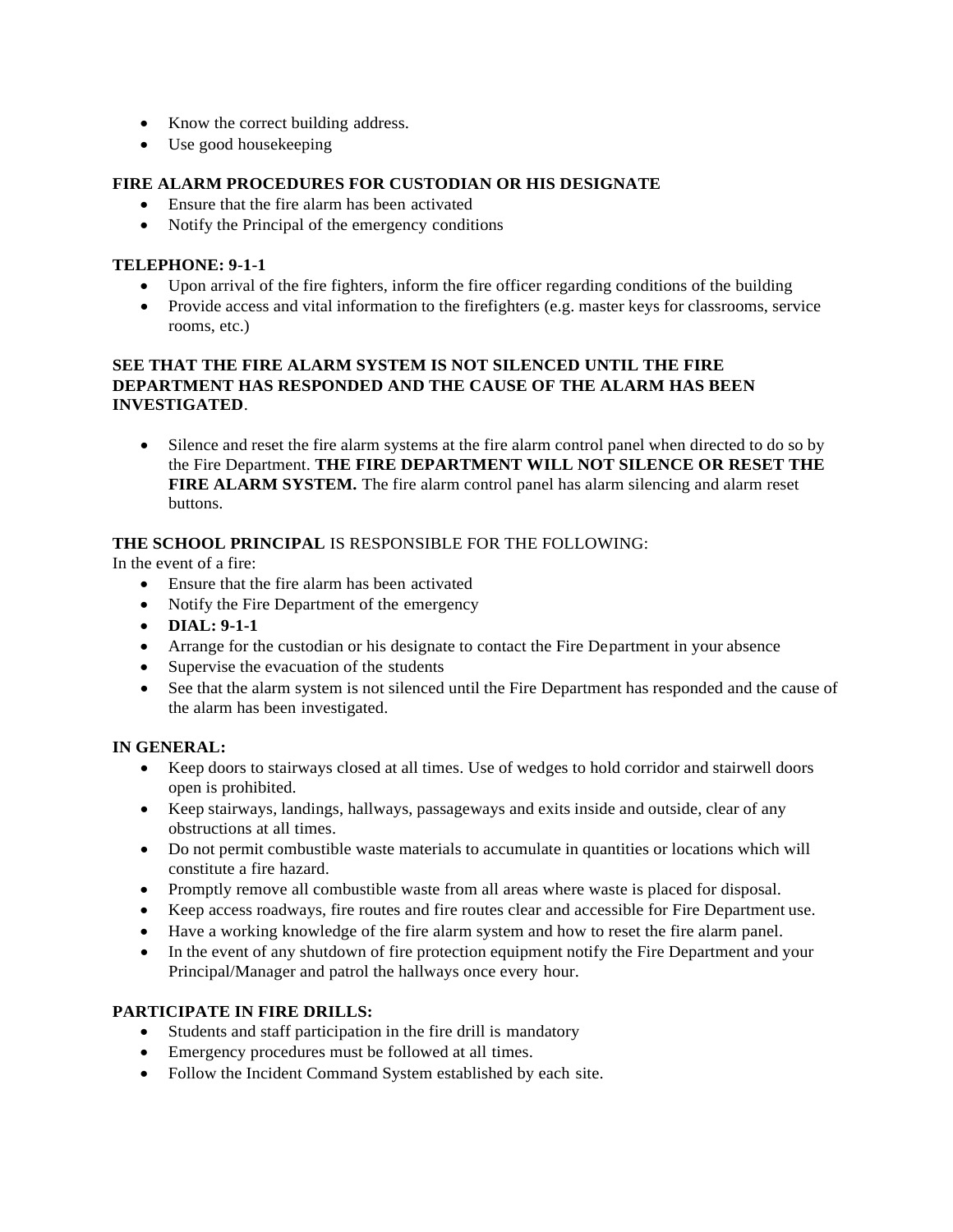- Know the correct building address.
- Use good housekeeping

**FIRE ALARM PROCEDURES FOR CUSTODIAN OR HIS DESIGNATE**

- Ensure that the fire alarm has been activated
- Notify the Principal of the emergency conditions

**TELEPHONE: 9-1-1**

- Upon arrival of the fire fighters, inform the fire officer regarding conditions of the building
- Provide access and vital information to the firefighters (e.g. master keys for classrooms, service rooms, etc.)

**SEE THAT THE FIRE ALARM SYSTEM IS NOT SILENCED UNTIL THE FIRE DEPARTMENT HAS RESPONDED AND THE CAUSE OF THE ALARM HAS BEEN INVESTIGATED**.

- Silence and reset the fire alarm systems at the fire alarm control panel when directed to do so by the Fire Department. **THE FIRE DEPARTMENT WILL NOT SILENCE OR RESET THE FIRE ALARM SYSTEM.** The fire alarm control panel has alarm silencing and alarm reset buttons.

**THE SCHOOL PRINCIPAL** IS RESPONSIBLE FOR THE FOLLOWING:

In the event of a fire:

- Ensure that the fire alarm has been activated
- Notify the Fire Department of the emergency
- **DIAL: 9-1-1**
- Arrange for the custodian or his designate to contact the Fire Department in your absence
- Supervise the evacuation of the students
- See that the alarm system is not silenced until the Fire Department has responded and the cause of the alarm has been investigated.

**IN GENERAL:**

- Keep doors to stairways closed at all times. Use of wedges to hold corridor and stairwell doors open is prohibited.
- Keep stairways, landings, hallways, passageways and exits inside and outside, clear of any obstructions at all times.
- Do not permit combustible waste materials to accumulate in quantities or locations which will constitute a fire hazard.
- Promptly remove all combustible waste from all areas where waste is placed for disposal.
- Keep access roadways, fire routes and fire routes clear and accessible for Fire Department use.
- Have a working knowledge of the fire alarm system and how to reset the fire alarm panel.
- In the event of any shutdown of fire protection equipment notify the Fire Department and your Principal/Manager and patrol the hallways once every hour.

**PARTICIPATE IN FIRE DRILLS:**

- Students and staff participation in the fire drill is mandatory
- Emergency procedures must be followed at all times.
- Follow the Incident Command System established by each site.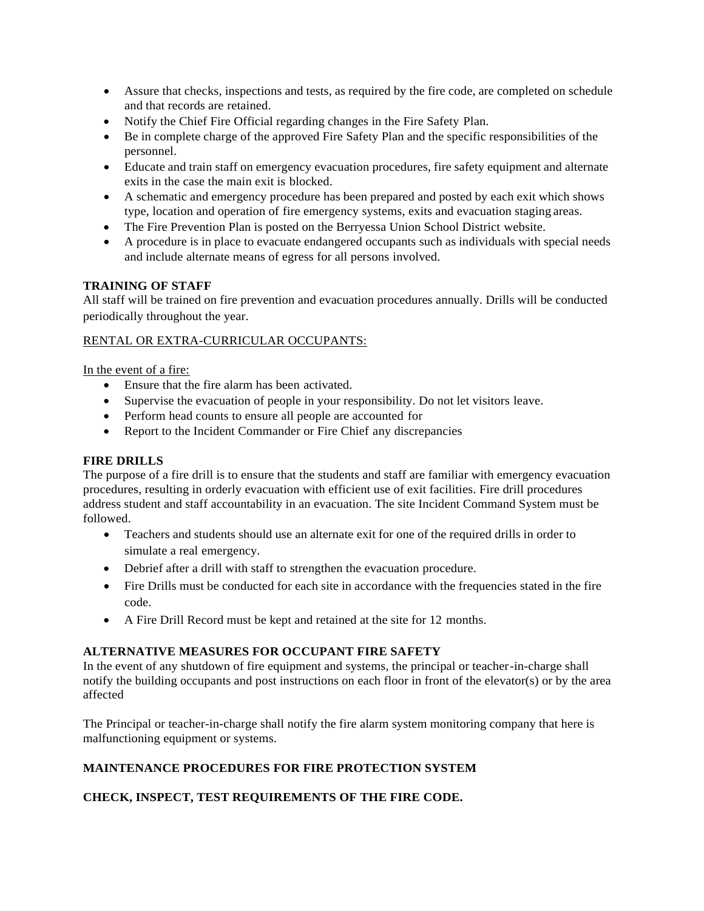- Assure that checks, inspections and tests, as required by the fire code, are completed on schedule and that records are retained.
- Notify the Chief Fire Official regarding changes in the Fire Safety Plan.
- Be in complete charge of the approved Fire Safety Plan and the specific responsibilities of the personnel.
- Educate and train staff on emergency evacuation procedures, fire safety equipment and alternate exits in the case the main exit is blocked.
- A schematic and emergency procedure has been prepared and posted by each exit which shows type, location and operation of fire emergency systems, exits and evacuation staging areas.
- The Fire Prevention Plan is posted on the Berryessa Union School District website.
- A procedure is in place to evacuate endangered occupants such as individuals with special needs and include alternate means of egress for all persons involved.

**TRAINING OF STAFF**

All staff will be trained on fire prevention and evacuation procedures annually. Drills will be conducted periodically throughout the year.

RENTAL OR EXTRA-CURRICULAR OCCUPANTS:

In the event of a fire:

- Ensure that the fire alarm has been activated.
- Supervise the evacuation of people in your responsibility. Do not let visitors leave.
- Perform head counts to ensure all people are accounted for
- Report to the Incident Commander or Fire Chief any discrepancies

**FIRE DRILLS**

The purpose of a fire drill is to ensure that the students and staff are familiar with emergency evacuation procedures, resulting in orderly evacuation with efficient use of exit facilities. Fire drill procedures address student and staff accountability in an evacuation. The site Incident Command System must be followed.

- Teachers and students should use an alternate exit for one of the required drills in order to simulate a real emergency.
- Debrief after a drill with staff to strengthen the evacuation procedure.
- Fire Drills must be conducted for each site in accordance with the frequencies stated in the fire code.
- A Fire Drill Record must be kept and retained at the site for 12 months.

**ALTERNATIVE MEASURES FOR OCCUPANT FIRE SAFETY**

In the event of any shutdown of fire equipment and systems, the principal or teacher-in-charge shall notify the building occupants and post instructions on each floor in front of the elevator(s) or by the area affected

The Principal or teacher-in-charge shall notify the fire alarm system monitoring company that here is malfunctioning equipment or systems.

**MAINTENANCE PROCEDURES FOR FIRE PROTECTION SYSTEM**

**CHECK, INSPECT, TEST REQUIREMENTS OF THE FIRE CODE.**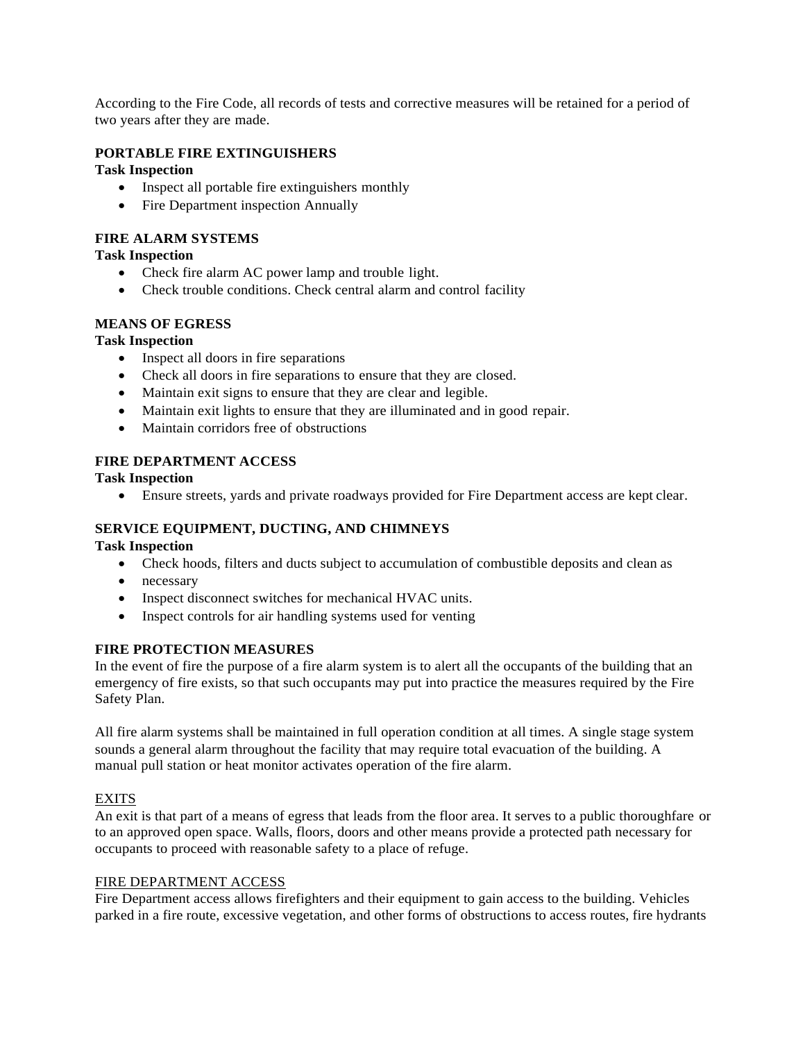According to the Fire Code, all records of tests and corrective measures will be retained for a period of two years after they are made.

**PORTABLE FIRE EXTINGUISHERS**

**Task Inspection**

- Inspect all portable fire extinguishers monthly
- Fire Department inspection Annually

**FIRE ALARM SYSTEMS**

**Task Inspection**

- Check fire alarm AC power lamp and trouble light.
- Check trouble conditions. Check central alarm and control facility

**MEANS OF EGRESS**

**Task Inspection**

- Inspect all doors in fire separations
- Check all doors in fire separations to ensure that they are closed.
- Maintain exit signs to ensure that they are clear and legible.
- Maintain exit lights to ensure that they are illuminated and in good repair.
- Maintain corridors free of obstructions

**FIRE DEPARTMENT ACCESS**

**Task Inspection**

- Ensure streets, yards and private roadways provided for Fire Department access are kept clear.

**SERVICE EQUIPMENT, DUCTING, AND CHIMNEYS**

**Task Inspection**

- Check hoods, filters and ducts subject to accumulation of combustible deposits and clean as
- necessary
- Inspect disconnect switches for mechanical HVAC units.
- Inspect controls for air handling systems used for venting

**FIRE PROTECTION MEASURES**

In the event of fire the purpose of a fire alarm system is to alert all the occupants of the building that an emergency of fire exists, so that such occupants may put into practice the measures required by the Fire Safety Plan.

All fire alarm systems shall be maintained in full operation condition at all times. A single stage system sounds a general alarm throughout the facility that may require total evacuation of the building. A manual pull station or heat monitor activates operation of the fire alarm.

<u>EXITS</u>

An exit is that part of a means of egress that leads from the floor area. It serves to a public thoroughfare or to an approved open space. Walls, floors, doors and other means provide a protected path necessary for occupants to proceed with reasonable safety to a place of refuge.

<u>FIRE DEPARTMENT ACCESS</u>

Fire Department access allows firefighters and their equipment to gain access to the building. Vehicles parked in a fire route, excessive vegetation, and other forms of obstructions to access routes, fire hydrants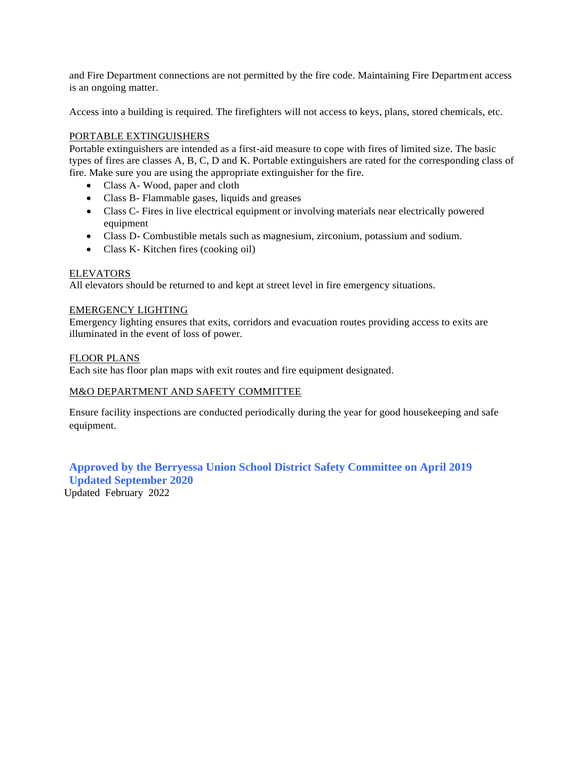and Fire Department connections are not permitted by the fire code. Maintaining Fire Department access is an ongoing matter.

Access into a building is required. The firefighters will not access to keys, plans, stored chemicals, etc.

PORTABLE EXTINGUISHERS

Portable extinguishers are intended as a first-aid measure to cope with fires of limited size. The basic types of fires are classes A, B, C, D and K. Portable extinguishers are rated for the corresponding class of fire. Make sure you are using the appropriate extinguisher for the fire.

- Class A- Wood, paper and cloth
- Class B- Flammable gases, liquids and greases
- Class C- Fires in live electrical equipment or involving materials near electrically powered equipment
- Class D- Combustible metals such as magnesium, zirconium, potassium and sodium.
- Class K- Kitchen fires (cooking oil)

ELEVATORS

All elevators should be returned to and kept at street level in fire emergency situations.

EMERGENCY LIGHTING

Emergency lighting ensures that exits, corridors and evacuation routes providing access to exits are illuminated in the event of loss of power.

FLOOR PLANS

Each site has floor plan maps with exit routes and fire equipment designated.

M&O DEPARTMENT AND SAFETY COMMITTEE

Ensure facility inspections are conducted periodically during the year for good housekeeping and safe equipment.

**Approved by the Berryessa Union School District Safety Committee on April 2019**
**Updated September 2020**
Updated February 2022